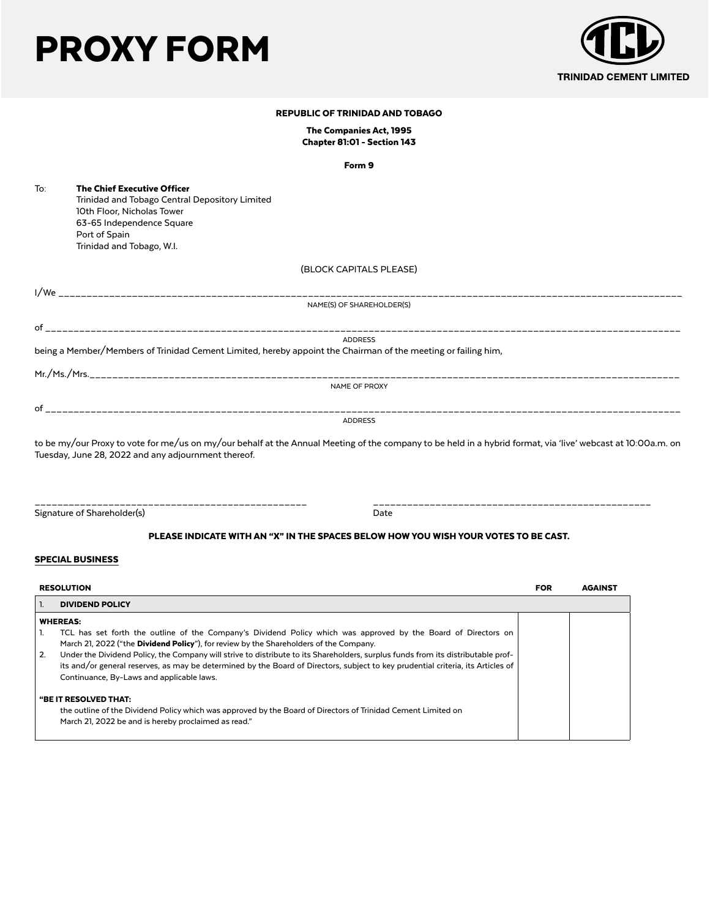# PROXY FORM

TRINIDAD CEMENT LIMITED

**REPUBLIC OF TRINIDAD AND TOBAGO**

**The Companies Act, 1995**
**Chapter 81:01 - Section 143**

**Form 9**

To: **The Chief Executive Officer**
Trinidad and Tobago Central Depository Limited
10th Floor, Nicholas Tower
63-65 Independence Square
Port of Spain
Trinidad and Tobago, W.I.

(BLOCK CAPITALS PLEASE)

I/We ______________________________________________________________________________
NAME(S) OF SHAREHOLDER(S)

of ______________________________________________________________________________
ADDRESS

being a Member/Members of Trinidad Cement Limited, hereby appoint the Chairman of the meeting or failing him,

Mr./Ms./Mrs.______________________________________________________________________________
NAME OF PROXY

of ______________________________________________________________________________
ADDRESS

to be my/our Proxy to vote for me/us on my/our behalf at the Annual Meeting of the company to be held in a hybrid format, via 'live' webcast at 10:00a.m. on Tuesday, June 28, 2022 and any adjournment thereof.

_______________________________ _______________________________
Signature of Shareholder(s) Date

**PLEASE INDICATE WITH AN "X" IN THE SPACES BELOW HOW YOU WISH YOUR VOTES TO BE CAST.**

## SPECIAL BUSINESS

| RESOLUTION | FOR | AGAINST |
| --- | --- | --- |
| 1. **DIVIDEND POLICY** | | |
| **WHEREAS:**<br>1. TCL has set forth the outline of the Company's Dividend Policy which was approved by the Board of Directors on March 21, 2022 ("the **Dividend Policy**"), for review by the Shareholders of the Company.<br>2. Under the Dividend Policy, the Company will strive to distribute to its Shareholders, surplus funds from its distributable profits and/or general reserves, as may be determined by the Board of Directors, subject to key prudential criteria, its Articles of Continuance, By-Laws and applicable laws.<br><br>**"BE IT RESOLVED THAT:**<br>the outline of the Dividend Policy which was approved by the Board of Directors of Trinidad Cement Limited on March 21, 2022 be and is hereby proclaimed as read." | | |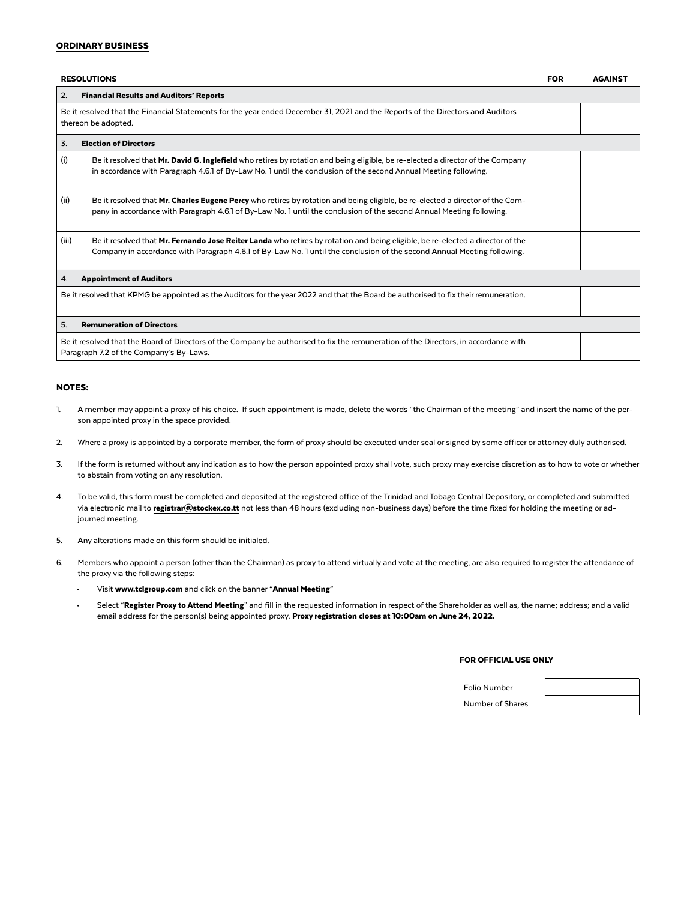## ORDINARY BUSINESS

| RESOLUTIONS | FOR | AGAINST |
|---|---|---|
| **2. Financial Results and Auditors' Reports** | | |
| Be it resolved that the Financial Statements for the year ended December 31, 2021 and the Reports of the Directors and Auditors thereon be adopted. | | |
| **3. Election of Directors** | | |
| (i) Be it resolved that **Mr. David G. Inglefield** who retires by rotation and being eligible, be re-elected a director of the Company in accordance with Paragraph 4.6.1 of By-Law No. 1 until the conclusion of the second Annual Meeting following. | | |
| (ii) Be it resolved that **Mr. Charles Eugene Percy** who retires by rotation and being eligible, be re-elected a director of the Company in accordance with Paragraph 4.6.1 of By-Law No. 1 until the conclusion of the second Annual Meeting following. | | |
| (iii) Be it resolved that **Mr. Fernando Jose Reiter Landa** who retires by rotation and being eligible, be re-elected a director of the Company in accordance with Paragraph 4.6.1 of By-Law No. 1 until the conclusion of the second Annual Meeting following. | | |
| **4. Appointment of Auditors** | | |
| Be it resolved that KPMG be appointed as the Auditors for the year 2022 and that the Board be authorised to fix their remuneration. | | |
| **5. Remuneration of Directors** | | |
| Be it resolved that the Board of Directors of the Company be authorised to fix the remuneration of the Directors, in accordance with Paragraph 7.2 of the Company's By-Laws. | | |

## NOTES:

1. A member may appoint a proxy of his choice. If such appointment is made, delete the words "the Chairman of the meeting" and insert the name of the person appointed proxy in the space provided.
2. Where a proxy is appointed by a corporate member, the form of proxy should be executed under seal or signed by some officer or attorney duly authorised.
3. If the form is returned without any indication as to how the person appointed proxy shall vote, such proxy may exercise discretion as to how to vote or whether to abstain from voting on any resolution.
4. To be valid, this form must be completed and deposited at the registered office of the Trinidad and Tobago Central Depository, or completed and submitted via electronic mail to **registrar@stockex.co.tt** not less than 48 hours (excluding non-business days) before the time fixed for holding the meeting or adjourned meeting.
5. Any alterations made on this form should be initialed.
6. Members who appoint a person (other than the Chairman) as proxy to attend virtually and vote at the meeting, are also required to register the attendance of the proxy via the following steps:
   - Visit **www.tclgroup.com** and click on the banner "**Annual Meeting**"
   - Select "**Register Proxy to Attend Meeting**" and fill in the requested information in respect of the Shareholder as well as, the name; address; and a valid email address for the person(s) being appointed proxy. **Proxy registration closes at 10:00am on June 24, 2022.**

**FOR OFFICIAL USE ONLY**

| | |
|---|---|
| Folio Number | |
| Number of Shares | |